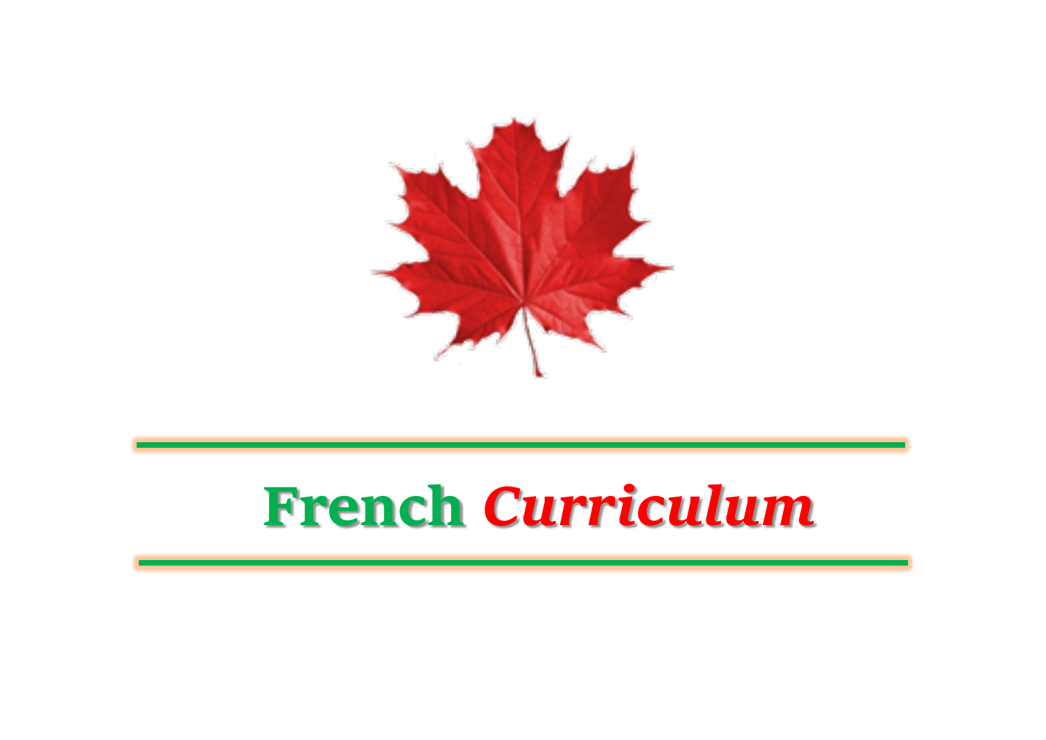# French *Curriculum*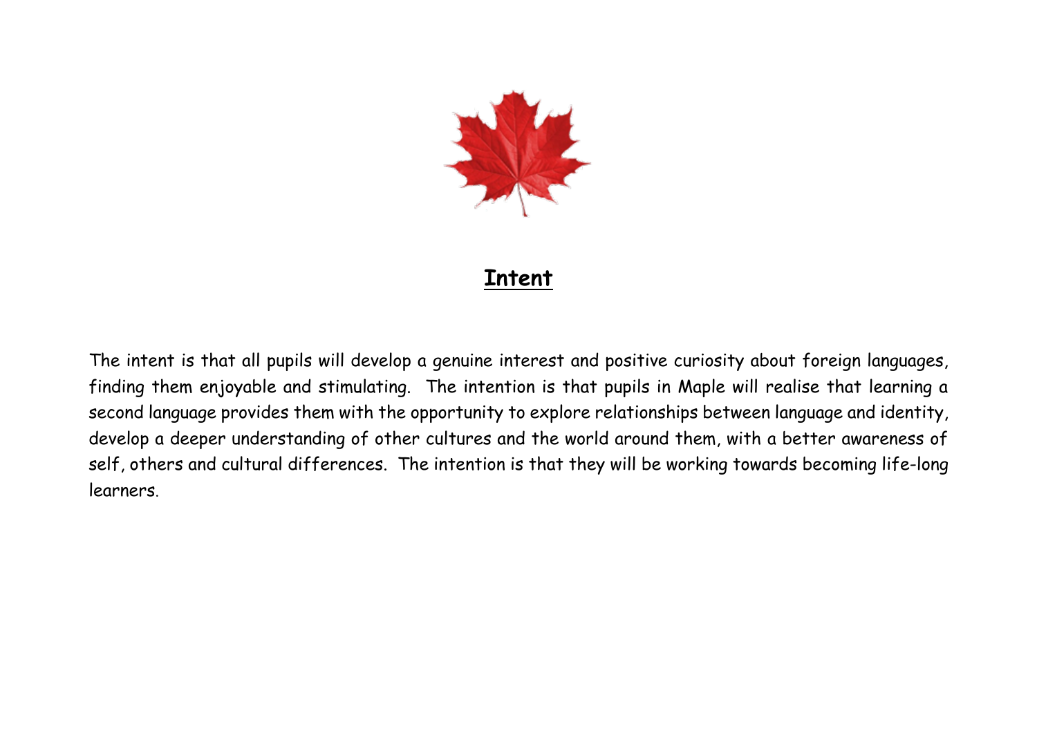# Intent

The intent is that all pupils will develop a genuine interest and positive curiosity about foreign languages, finding them enjoyable and stimulating. The intention is that pupils in Maple will realise that learning a second language provides them with the opportunity to explore relationships between language and identity, develop a deeper understanding of other cultures and the world around them, with a better awareness of self, others and cultural differences. The intention is that they will be working towards becoming life-long learners.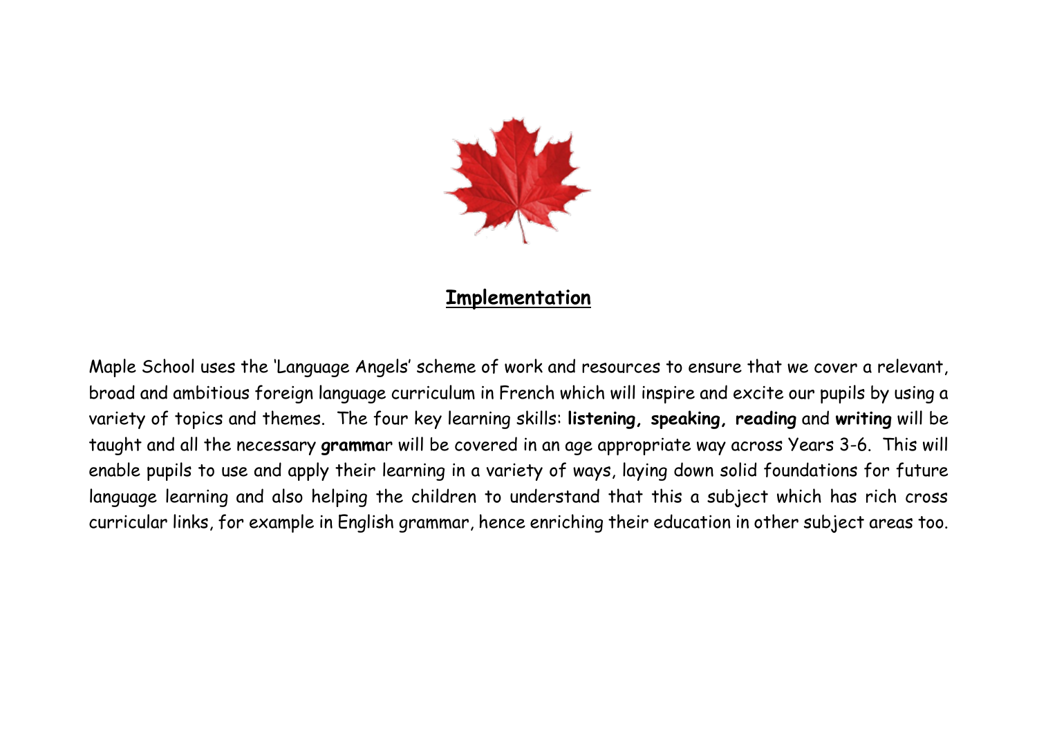## Implementation

Maple School uses the 'Language Angels' scheme of work and resources to ensure that we cover a relevant, broad and ambitious foreign language curriculum in French which will inspire and excite our pupils by using a variety of topics and themes. The four key learning skills: **listening, speaking, reading** and **writing** will be taught and all the necessary **gramma**r will be covered in an age appropriate way across Years 3-6. This will enable pupils to use and apply their learning in a variety of ways, laying down solid foundations for future language learning and also helping the children to understand that this a subject which has rich cross curricular links, for example in English grammar, hence enriching their education in other subject areas too.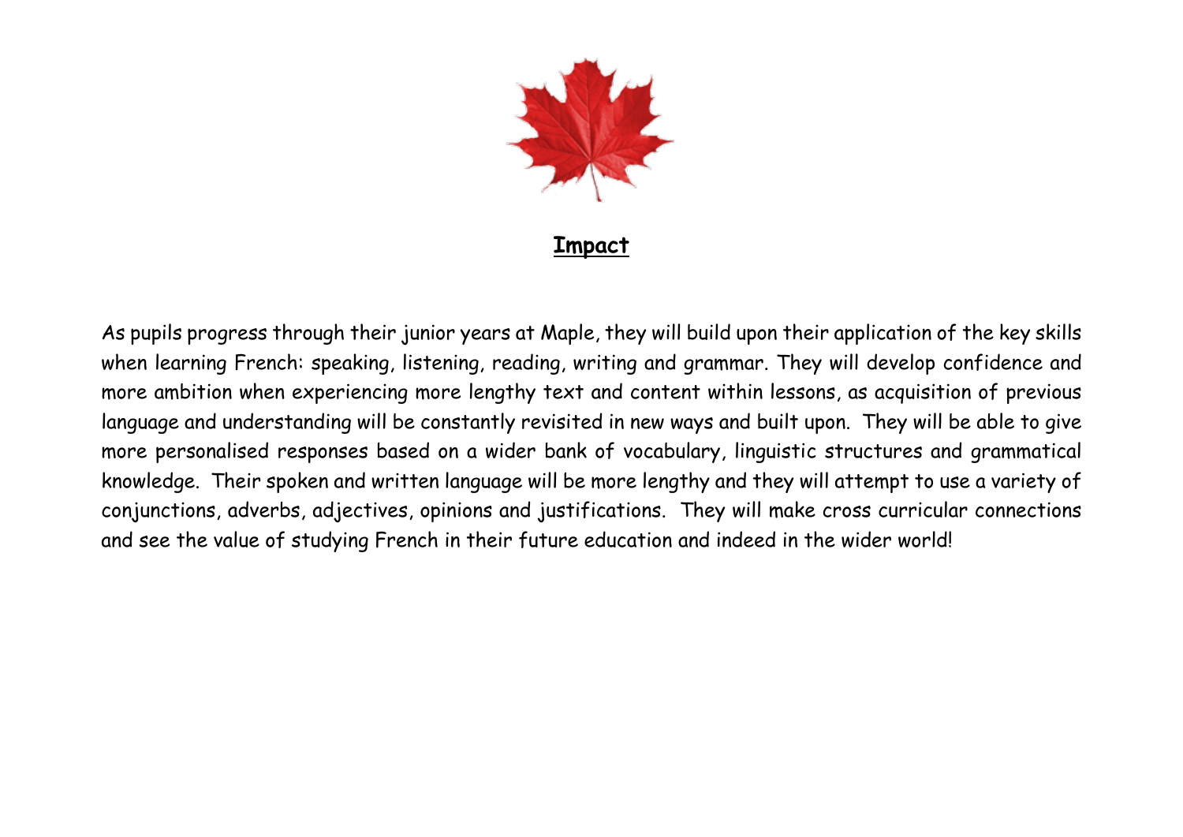## Impact

As pupils progress through their junior years at Maple, they will build upon their application of the key skills when learning French: speaking, listening, reading, writing and grammar. They will develop confidence and more ambition when experiencing more lengthy text and content within lessons, as acquisition of previous language and understanding will be constantly revisited in new ways and built upon. They will be able to give more personalised responses based on a wider bank of vocabulary, linguistic structures and grammatical knowledge. Their spoken and written language will be more lengthy and they will attempt to use a variety of conjunctions, adverbs, adjectives, opinions and justifications. They will make cross curricular connections and see the value of studying French in their future education and indeed in the wider world!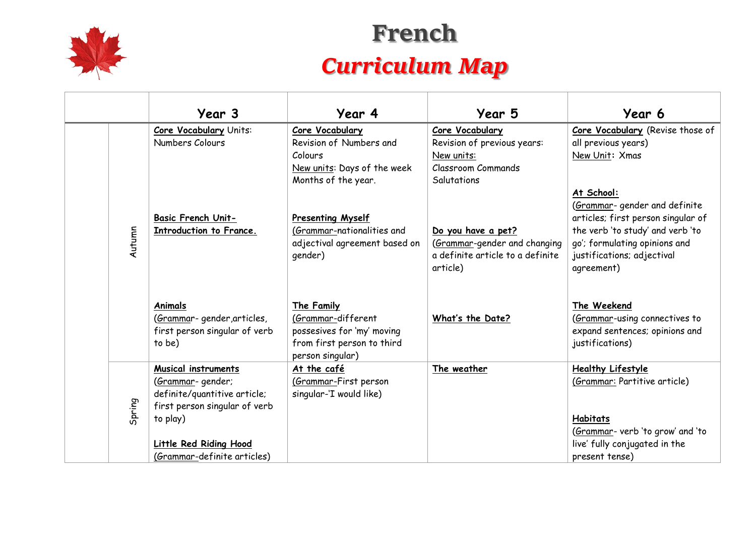# French

## *Curriculum Map*

| | | Year 3 | Year 4 | Year 5 | Year 6 |
|---|---|---|---|---|---|
| | Autumn | **Core Vocabulary** Units: Numbers Colours<br><br>**Basic French Unit- Introduction to France.**<br><br>**Animals** (Grammar- gender,articles, first person singular of verb to be) | **Core Vocabulary** Revision of Numbers and Colours New units: Days of the week Months of the year.<br><br>**Presenting Myself** (Grammar-nationalities and adjectival agreement based on gender)<br><br>**The Family** (Grammar-different possesives for 'my' moving from first person to third person singular) | **Core Vocabulary** Revision of previous years: New units: Classroom Commands Salutations<br><br>**Do you have a pet?** (Grammar-gender and changing a definite article to a definite article)<br><br>**What's the Date?** | **Core Vocabulary** (Revise those of all previous years) New Unit: Xmas<br><br>**At School:** (Grammar- gender and definite articles; first person singular of the verb 'to study' and verb 'to go'; formulating opinions and justifications; adjectival agreement)<br><br>**The Weekend** (Grammar-using connectives to expand sentences; opinions and justifications) |
| | Spring | **Musical instruments** (Grammar- gender; definite/quantitive article; first person singular of verb to play)<br><br>**Little Red Riding Hood** (Grammar-definite articles) | **At the café** (Grammar-First person singular-'I would like) | **The weather** | **Healthy Lifestyle** (Grammar: Partitive article)<br><br>**Habitats** (Grammar- verb 'to grow' and 'to live' fully conjugated in the present tense) |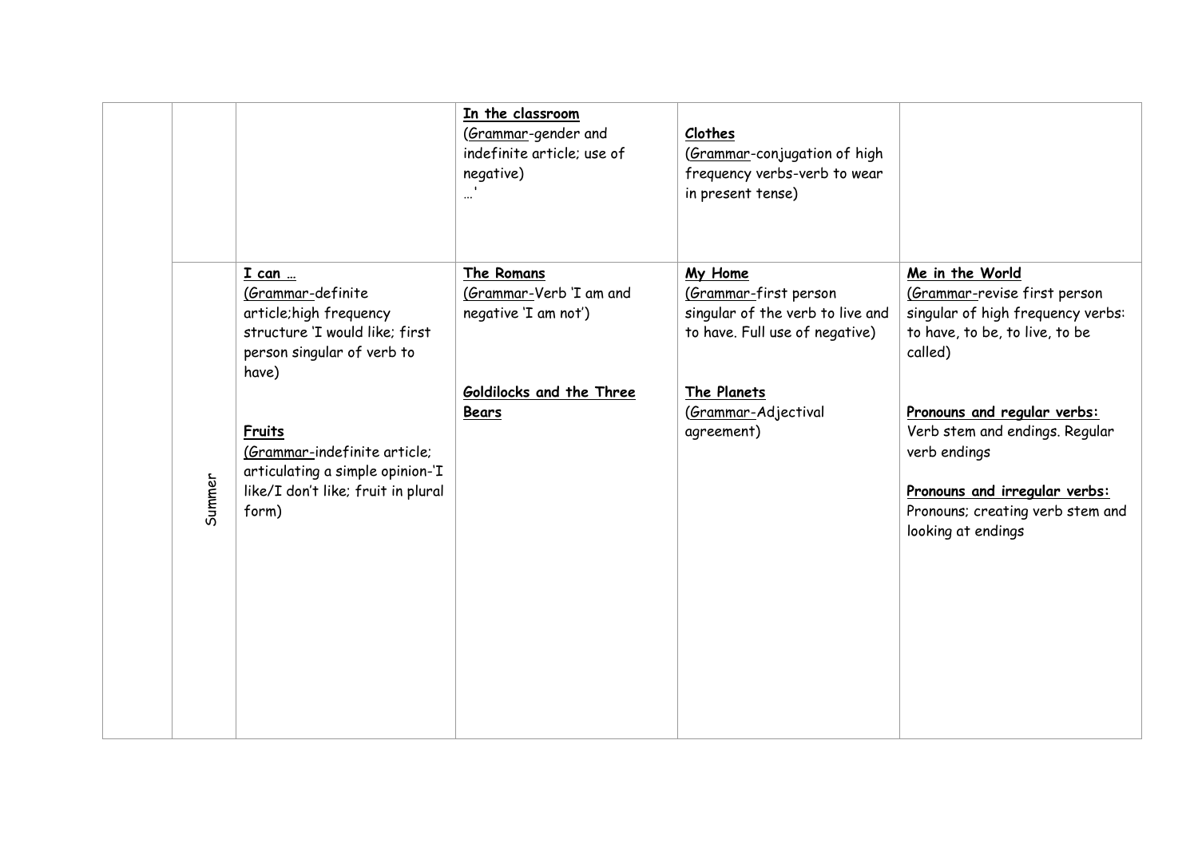| | | | | | |
|---|---|---|---|---|---|
| | | | **In the classroom**<br>(Grammar-gender and indefinite article; use of negative)<br>…' | **Clothes**<br>(Grammar-conjugation of high frequency verbs-verb to wear in present tense) | |
| | Summer | **I can …**<br>(Grammar-definite article;high frequency structure 'I would like; first person singular of verb to have)<br><br>**Fruits**<br>(Grammar-indefinite article; articulating a simple opinion-'I like/I don't like; fruit in plural form) | **The Romans**<br>(Grammar-Verb 'I am and negative 'I am not')<br><br>**Goldilocks and the Three Bears** | **My Home**<br>(Grammar-first person singular of the verb to live and to have. Full use of negative)<br><br>**The Planets**<br>(Grammar-Adjectival agreement) | **Me in the World**<br>(Grammar-revise first person singular of high frequency verbs: to have, to be, to live, to be called)<br><br>**Pronouns and regular verbs:**<br>Verb stem and endings. Regular verb endings<br><br>**Pronouns and irregular verbs:**<br>Pronouns; creating verb stem and looking at endings |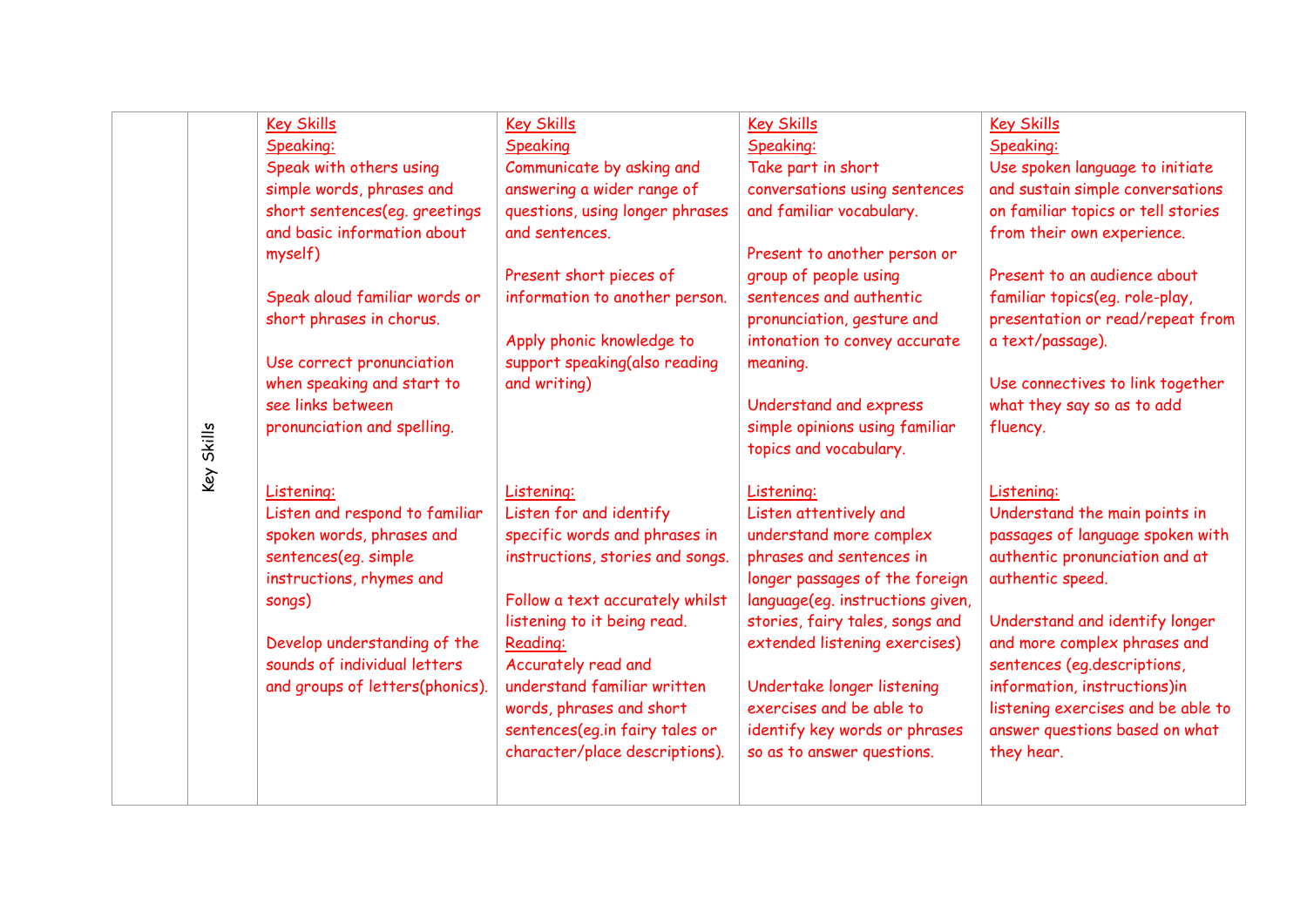|  |  |  |  |  |  |
|---|---|---|---|---|---|
|  | Key Skills | Key Skills<br>Speaking:<br>Speak with others using simple words, phrases and short sentences(eg. greetings and basic information about myself)<br><br>Speak aloud familiar words or short phrases in chorus.<br><br>Use correct pronunciation when speaking and start to see links between pronunciation and spelling.<br><br>Listening:<br>Listen and respond to familiar spoken words, phrases and sentences(eg. simple instructions, rhymes and songs)<br><br>Develop understanding of the sounds of individual letters and groups of letters(phonics). | Key Skills<br>Speaking<br>Communicate by asking and answering a wider range of questions, using longer phrases and sentences.<br><br>Present short pieces of information to another person.<br><br>Apply phonic knowledge to support speaking(also reading and writing)<br><br>Listening:<br>Listen for and identify specific words and phrases in instructions, stories and songs.<br><br>Follow a text accurately whilst listening to it being read.<br>Reading:<br>Accurately read and understand familiar written words, phrases and short sentences(eg.in fairy tales or character/place descriptions). | Key Skills<br>Speaking:<br>Take part in short conversations using sentences and familiar vocabulary.<br><br>Present to another person or group of people using sentences and authentic pronunciation, gesture and intonation to convey accurate meaning.<br><br>Understand and express simple opinions using familiar topics and vocabulary.<br><br>Listening:<br>Listen attentively and understand more complex phrases and sentences in longer passages of the foreign language(eg. instructions given, stories, fairy tales, songs and extended listening exercises)<br><br>Undertake longer listening exercises and be able to identify key words or phrases so as to answer questions. | Key Skills<br>Speaking:<br>Use spoken language to initiate and sustain simple conversations on familiar topics or tell stories from their own experience.<br><br>Present to an audience about familiar topics(eg. role-play, presentation or read/repeat from a text/passage).<br><br>Use connectives to link together what they say so as to add fluency.<br><br>Listening:<br>Understand the main points in passages of language spoken with authentic pronunciation and at authentic speed.<br><br>Understand and identify longer and more complex phrases and sentences (eg.descriptions, information, instructions)in listening exercises and be able to answer questions based on what they hear. |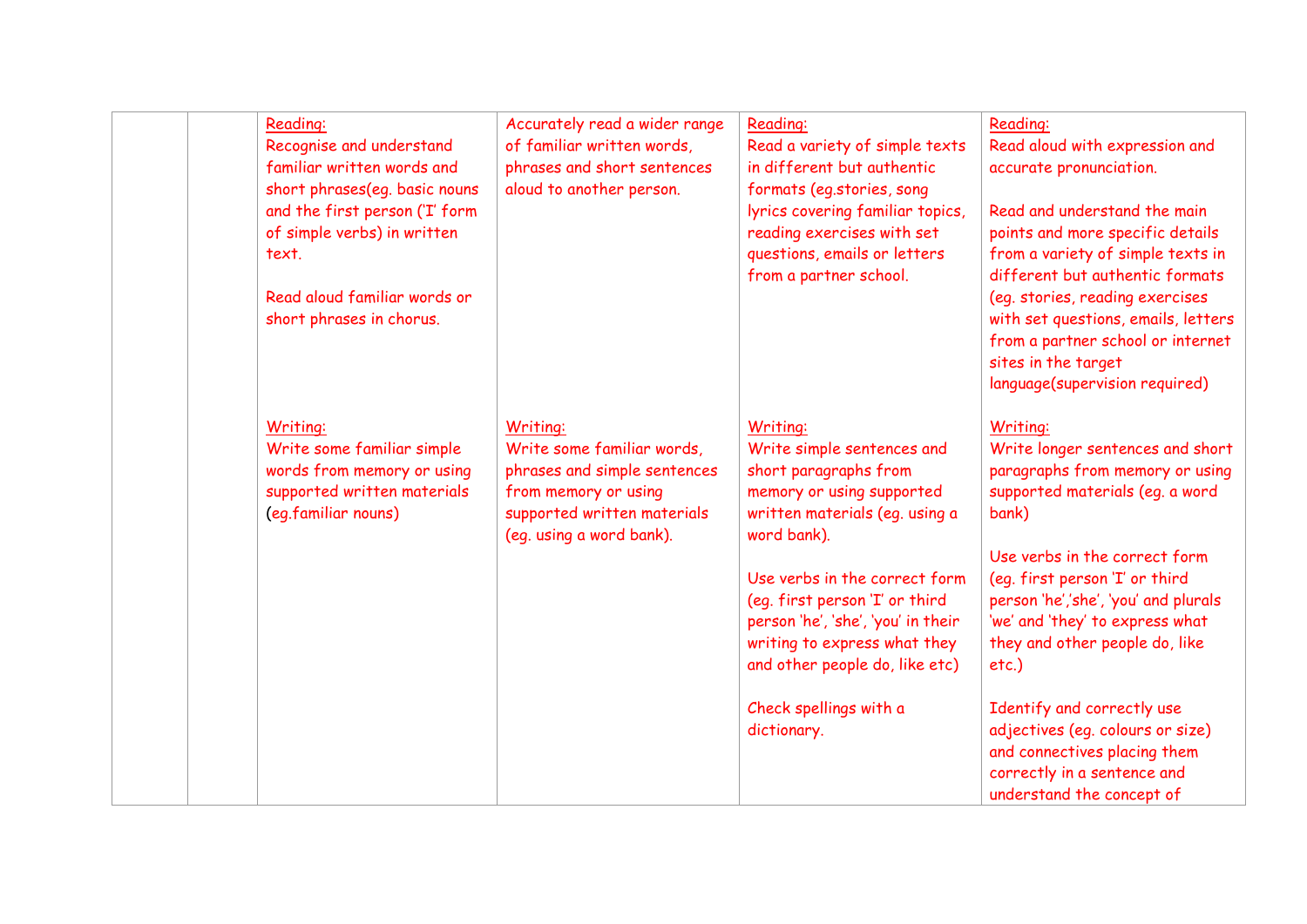| | | | | | |
|---|---|---|---|---|---|
| | | Reading:<br>Recognise and understand familiar written words and short phrases(eg. basic nouns and the first person ('I' form of simple verbs) in written text.<br><br>Read aloud familiar words or short phrases in chorus.<br><br>Writing:<br>Write some familiar simple words from memory or using supported written materials (eg.familiar nouns) | Accurately read a wider range of familiar written words, phrases and short sentences aloud to another person.<br><br>Writing:<br>Write some familiar words, phrases and simple sentences from memory or using supported written materials (eg. using a word bank). | Reading:<br>Read a variety of simple texts in different but authentic formats (eg.stories, song lyrics covering familiar topics, reading exercises with set questions, emails or letters from a partner school.<br><br>Writing:<br>Write simple sentences and short paragraphs from memory or using supported written materials (eg. using a word bank).<br><br>Use verbs in the correct form (eg. first person 'I' or third person 'he', 'she', 'you' in their writing to express what they and other people do, like etc)<br><br>Check spellings with a dictionary. | Reading:<br>Read aloud with expression and accurate pronunciation.<br><br>Read and understand the main points and more specific details from a variety of simple texts in different but authentic formats (eg. stories, reading exercises with set questions, emails, letters from a partner school or internet sites in the target language(supervision required)<br><br>Writing:<br>Write longer sentences and short paragraphs from memory or using supported materials (eg. a word bank)<br><br>Use verbs in the correct form (eg. first person 'I' or third person 'he','she', 'you' and plurals 'we' and 'they' to express what they and other people do, like etc.)<br><br>Identify and correctly use adjectives (eg. colours or size) and connectives placing them correctly in a sentence and understand the concept of |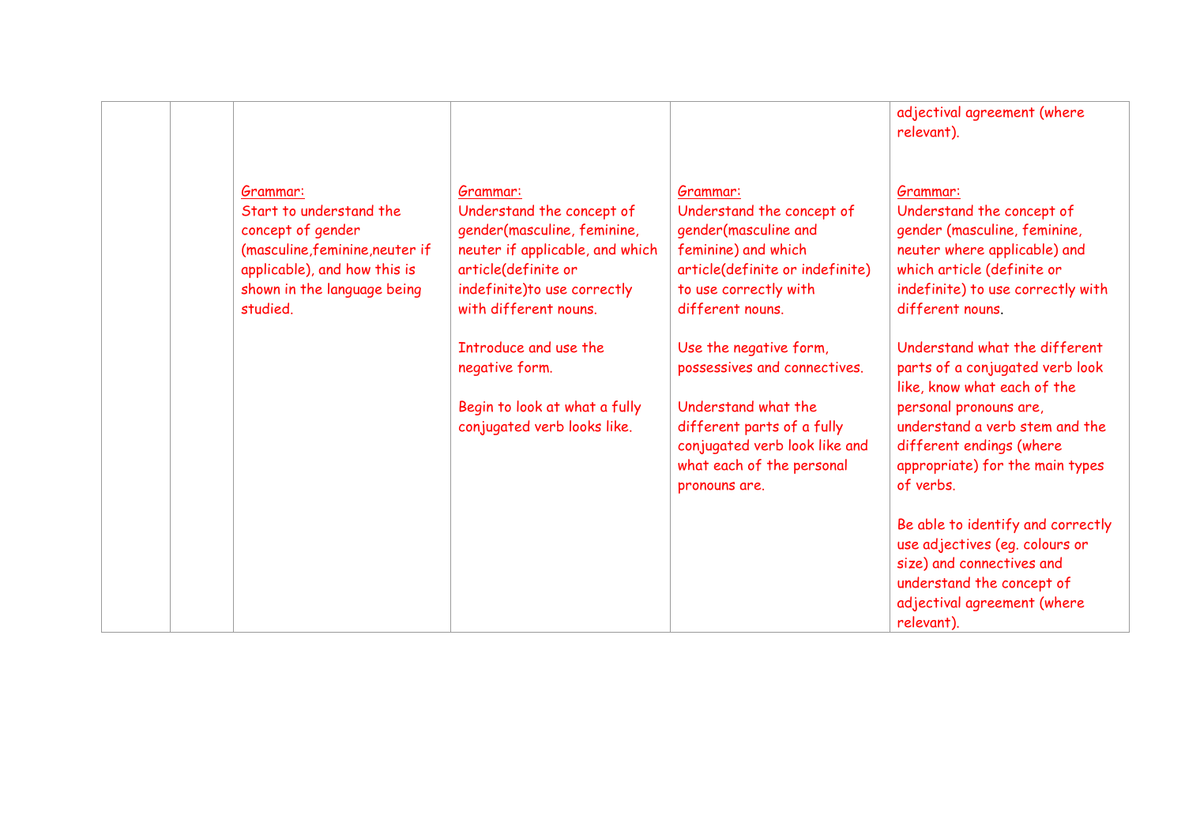| | | | | | |
|---|---|---|---|---|---|
| | | | | | adjectival agreement (where relevant). |
| | | Grammar:<br>Start to understand the concept of gender (masculine,feminine,neuter if applicable), and how this is shown in the language being studied. | Grammar:<br>Understand the concept of gender(masculine, feminine, neuter if applicable, and which article(definite or indefinite)to use correctly with different nouns.<br><br>Introduce and use the negative form.<br><br>Begin to look at what a fully conjugated verb looks like. | Grammar:<br>Understand the concept of gender(masculine and feminine) and which article(definite or indefinite) to use correctly with different nouns.<br><br>Use the negative form, possessives and connectives.<br><br>Understand what the different parts of a fully conjugated verb look like and what each of the personal pronouns are. | Grammar:<br>Understand the concept of gender (masculine, feminine, neuter where applicable) and which article (definite or indefinite) to use correctly with different nouns.<br><br>Understand what the different parts of a conjugated verb look like, know what each of the personal pronouns are, understand a verb stem and the different endings (where appropriate) for the main types of verbs.<br><br>Be able to identify and correctly use adjectives (eg. colours or size) and connectives and understand the concept of adjectival agreement (where relevant). |